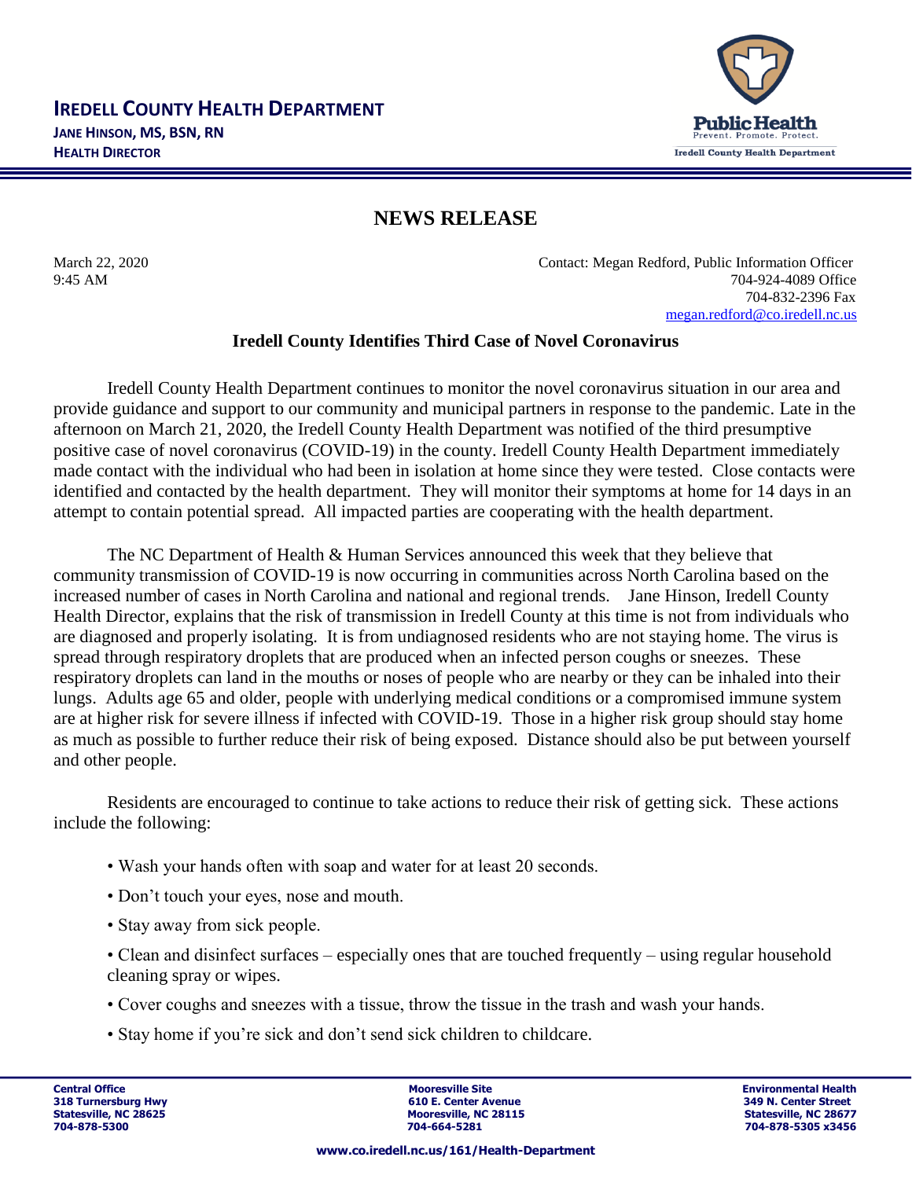# IREDELL COUNTY HEALTH DEPARTMENT

**JANE HINSON, MS, BSN, RN**
**HEALTH DIRECTOR**

Public Health
Prevent. Promote. Protect.
Iredell County Health Department

## NEWS RELEASE

March 22, 2020
9:45 AM

Contact: Megan Redford, Public Information Officer
704-924-4089 Office
704-832-2396 Fax
megan.redford@co.iredell.nc.us

### Iredell County Identifies Third Case of Novel Coronavirus

Iredell County Health Department continues to monitor the novel coronavirus situation in our area and provide guidance and support to our community and municipal partners in response to the pandemic. Late in the afternoon on March 21, 2020, the Iredell County Health Department was notified of the third presumptive positive case of novel coronavirus (COVID-19) in the county. Iredell County Health Department immediately made contact with the individual who had been in isolation at home since they were tested. Close contacts were identified and contacted by the health department. They will monitor their symptoms at home for 14 days in an attempt to contain potential spread. All impacted parties are cooperating with the health department.

The NC Department of Health & Human Services announced this week that they believe that community transmission of COVID-19 is now occurring in communities across North Carolina based on the increased number of cases in North Carolina and national and regional trends. Jane Hinson, Iredell County Health Director, explains that the risk of transmission in Iredell County at this time is not from individuals who are diagnosed and properly isolating. It is from undiagnosed residents who are not staying home. The virus is spread through respiratory droplets that are produced when an infected person coughs or sneezes. These respiratory droplets can land in the mouths or noses of people who are nearby or they can be inhaled into their lungs. Adults age 65 and older, people with underlying medical conditions or a compromised immune system are at higher risk for severe illness if infected with COVID-19. Those in a higher risk group should stay home as much as possible to further reduce their risk of being exposed. Distance should also be put between yourself and other people.

Residents are encouraged to continue to take actions to reduce their risk of getting sick. These actions include the following:

- Wash your hands often with soap and water for at least 20 seconds.
- Don't touch your eyes, nose and mouth.
- Stay away from sick people.
- Clean and disinfect surfaces – especially ones that are touched frequently – using regular household cleaning spray or wipes.
- Cover coughs and sneezes with a tissue, throw the tissue in the trash and wash your hands.
- Stay home if you're sick and don't send sick children to childcare.

**Central Office**
**318 Turnersburg Hwy**
**Statesville, NC 28625**
**704-878-5300**

**Mooresville Site**
**610 E. Center Avenue**
**Mooresville, NC 28115**
**704-664-5281**

**Environmental Health**
**349 N. Center Street**
**Statesville, NC 28677**
**704-878-5305 x3456**

**www.co.iredell.nc.us/161/Health-Department**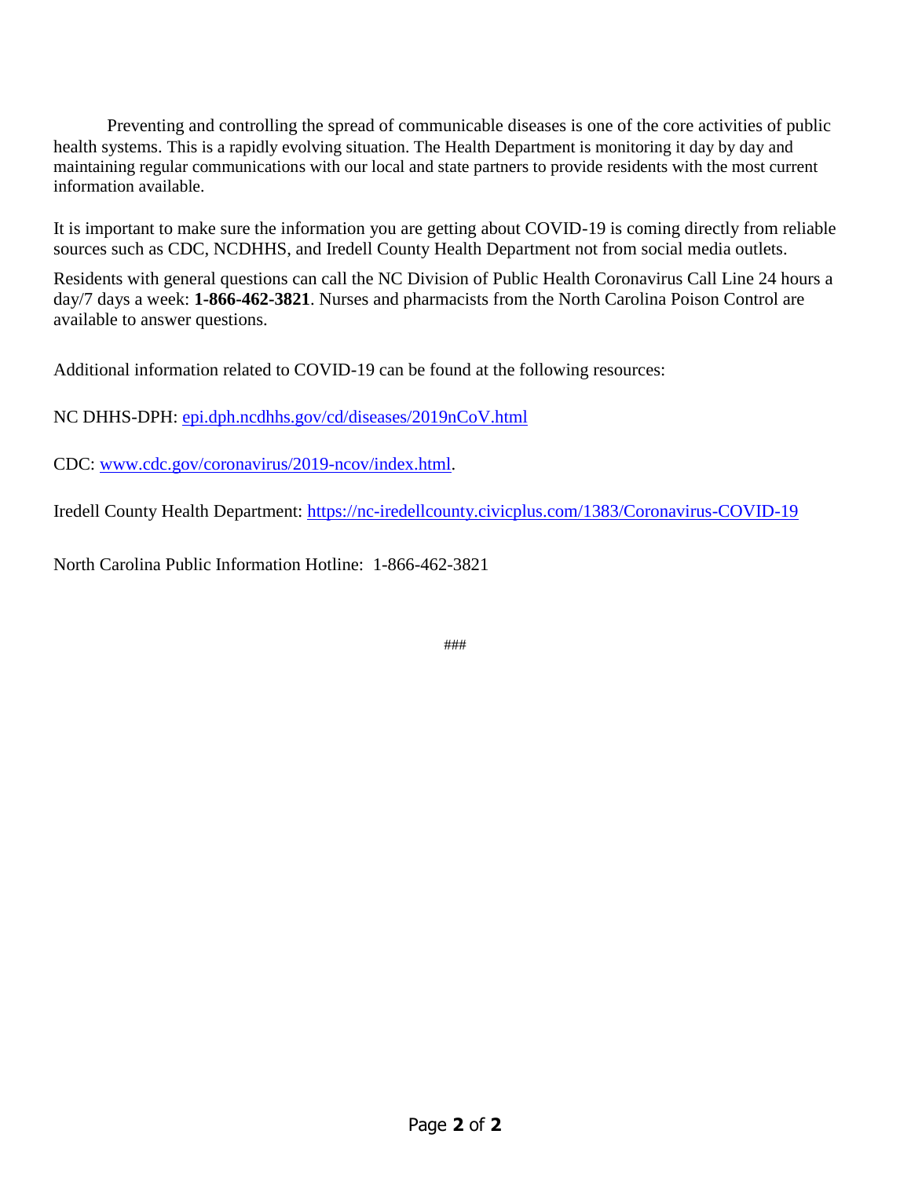Preventing and controlling the spread of communicable diseases is one of the core activities of public health systems. This is a rapidly evolving situation. The Health Department is monitoring it day by day and maintaining regular communications with our local and state partners to provide residents with the most current information available.

It is important to make sure the information you are getting about COVID-19 is coming directly from reliable sources such as CDC, NCDHHS, and Iredell County Health Department not from social media outlets.

Residents with general questions can call the NC Division of Public Health Coronavirus Call Line 24 hours a day/7 days a week: **1-866-462-3821**. Nurses and pharmacists from the North Carolina Poison Control are available to answer questions.

Additional information related to COVID-19 can be found at the following resources:

NC DHHS-DPH: [epi.dph.ncdhhs.gov/cd/diseases/2019nCoV.html](epi.dph.ncdhhs.gov/cd/diseases/2019nCoV.html)

CDC: [www.cdc.gov/coronavirus/2019-ncov/index.html](www.cdc.gov/coronavirus/2019-ncov/index.html).

Iredell County Health Department: [https://nc-iredellcounty.civicplus.com/1383/Coronavirus-COVID-19](https://nc-iredellcounty.civicplus.com/1383/Coronavirus-COVID-19)

North Carolina Public Information Hotline: 1-866-462-3821

###